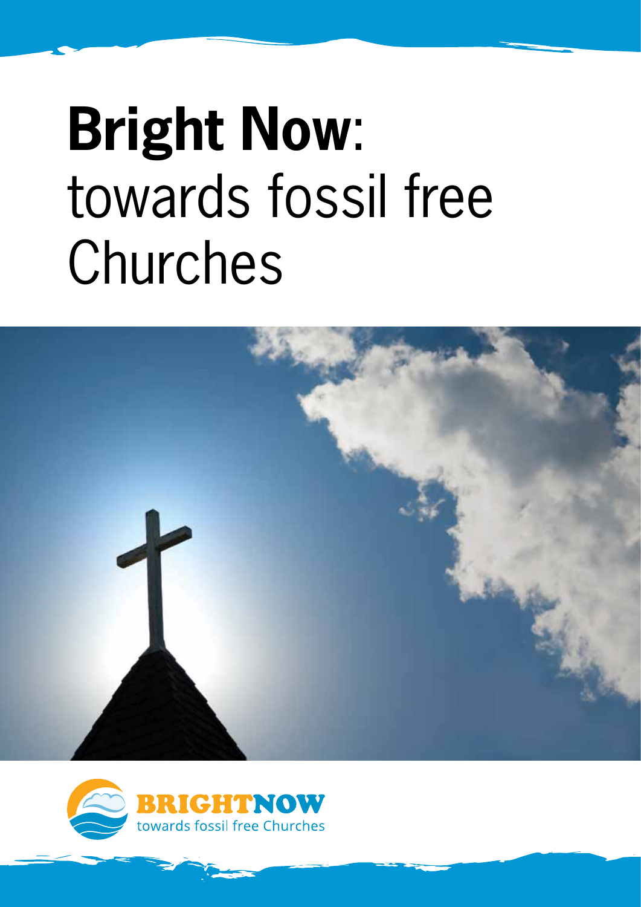# **Bright Now**: towards fossil free Churches

BRIGHTNOW
towards fossil free Churches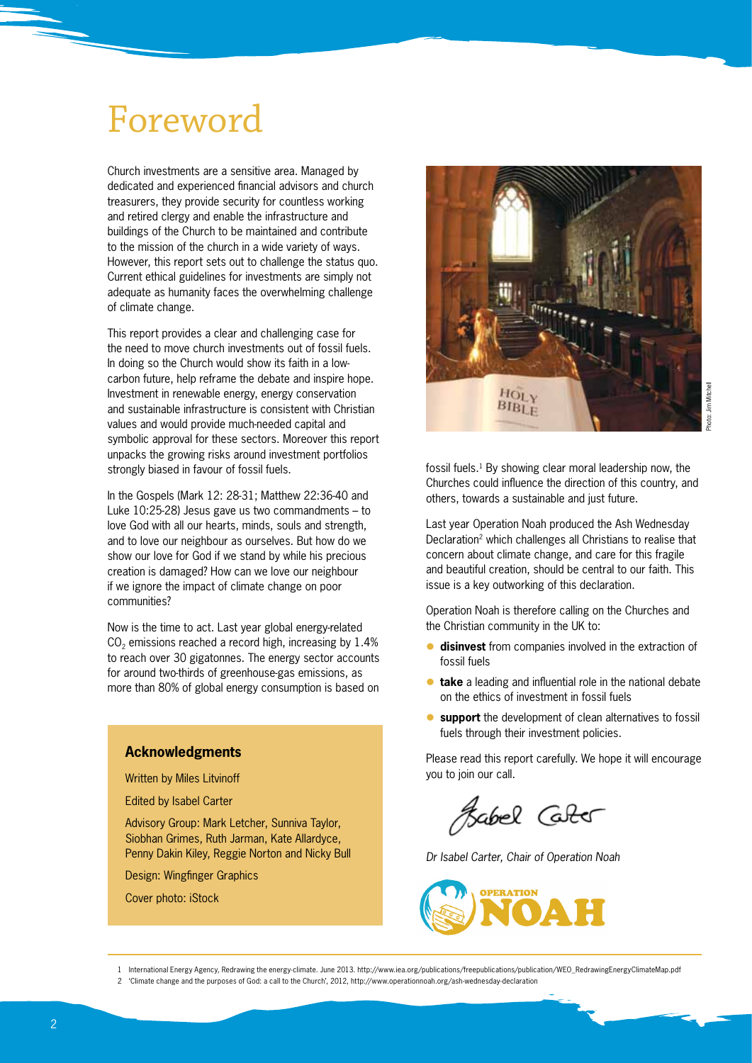# Foreword

Church investments are a sensitive area. Managed by dedicated and experienced financial advisors and church treasurers, they provide security for countless working and retired clergy and enable the infrastructure and buildings of the Church to be maintained and contribute to the mission of the church in a wide variety of ways. However, this report sets out to challenge the status quo. Current ethical guidelines for investments are simply not adequate as humanity faces the overwhelming challenge of climate change.

This report provides a clear and challenging case for the need to move church investments out of fossil fuels. In doing so the Church would show its faith in a low-carbon future, help reframe the debate and inspire hope. Investment in renewable energy, energy conservation and sustainable infrastructure is consistent with Christian values and would provide much-needed capital and symbolic approval for these sectors. Moreover this report unpacks the growing risks around investment portfolios strongly biased in favour of fossil fuels.

In the Gospels (Mark 12: 28-31; Matthew 22:36-40 and Luke 10:25-28) Jesus gave us two commandments – to love God with all our hearts, minds, souls and strength, and to love our neighbour as ourselves. But how do we show our love for God if we stand by while his precious creation is damaged? How can we love our neighbour if we ignore the impact of climate change on poor communities?

Now is the time to act. Last year global energy-related $CO_2$ emissions reached a record high, increasing by 1.4% to reach over 30 gigatonnes. The energy sector accounts for around two-thirds of greenhouse-gas emissions, as more than 80% of global energy consumption is based on fossil fuels.[1] By showing clear moral leadership now, the Churches could influence the direction of this country, and others, towards a sustainable and just future.

Last year Operation Noah produced the Ash Wednesday Declaration[2] which challenges all Christians to realise that concern about climate change, and care for this fragile and beautiful creation, should be central to our faith. This issue is a key outworking of this declaration.

Operation Noah is therefore calling on the Churches and the Christian community in the UK to:

- **disinvest** from companies involved in the extraction of fossil fuels
- **take** a leading and influential role in the national debate on the ethics of investment in fossil fuels
- **support** the development of clean alternatives to fossil fuels through their investment policies.

Please read this report carefully. We hope it will encourage you to join our call.

Isabel Carter

*Dr Isabel Carter, Chair of Operation Noah*

Photo: Jim Mitchell

### Acknowledgments

Written by Miles Litvinoff

Edited by Isabel Carter

Advisory Group: Mark Letcher, Sunniva Taylor, Siobhan Grimes, Ruth Jarman, Kate Allardyce, Penny Dakin Kiley, Reggie Norton and Nicky Bull

Design: Wingfinger Graphics

Cover photo: iStock

---

1 International Energy Agency, Redrawing the energy-climate. June 2013. http://www.iea.org/publications/freepublications/publication/WEO_RedrawingEnergyClimateMap.pdf

2 'Climate change and the purposes of God: a call to the Church', 2012, http://www.operationnoah.org/ash-wednesday-declaration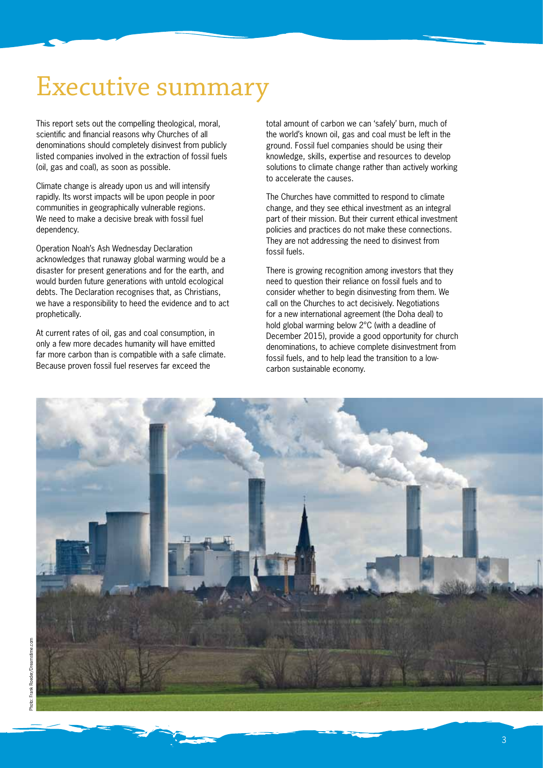# Executive summary

This report sets out the compelling theological, moral, scientific and financial reasons why Churches of all denominations should completely disinvest from publicly listed companies involved in the extraction of fossil fuels (oil, gas and coal), as soon as possible.

Climate change is already upon us and will intensify rapidly. Its worst impacts will be upon people in poor communities in geographically vulnerable regions. We need to make a decisive break with fossil fuel dependency.

Operation Noah's Ash Wednesday Declaration acknowledges that runaway global warming would be a disaster for present generations and for the earth, and would burden future generations with untold ecological debts. The Declaration recognises that, as Christians, we have a responsibility to heed the evidence and to act prophetically.

At current rates of oil, gas and coal consumption, in only a few more decades humanity will have emitted far more carbon than is compatible with a safe climate. Because proven fossil fuel reserves far exceed the total amount of carbon we can 'safely' burn, much of the world's known oil, gas and coal must be left in the ground. Fossil fuel companies should be using their knowledge, skills, expertise and resources to develop solutions to climate change rather than actively working to accelerate the causes.

The Churches have committed to respond to climate change, and they see ethical investment as an integral part of their mission. But their current ethical investment policies and practices do not make these connections. They are not addressing the need to disinvest from fossil fuels.

There is growing recognition among investors that they need to question their reliance on fossil fuels and to consider whether to begin disinvesting from them. We call on the Churches to act decisively. Negotiations for a new international agreement (the Doha deal) to hold global warming below 2°C (with a deadline of December 2015), provide a good opportunity for church denominations, to achieve complete disinvestment from fossil fuels, and to help lead the transition to a low-carbon sustainable economy.

Photo: Frank Roeder/Dreamstime.com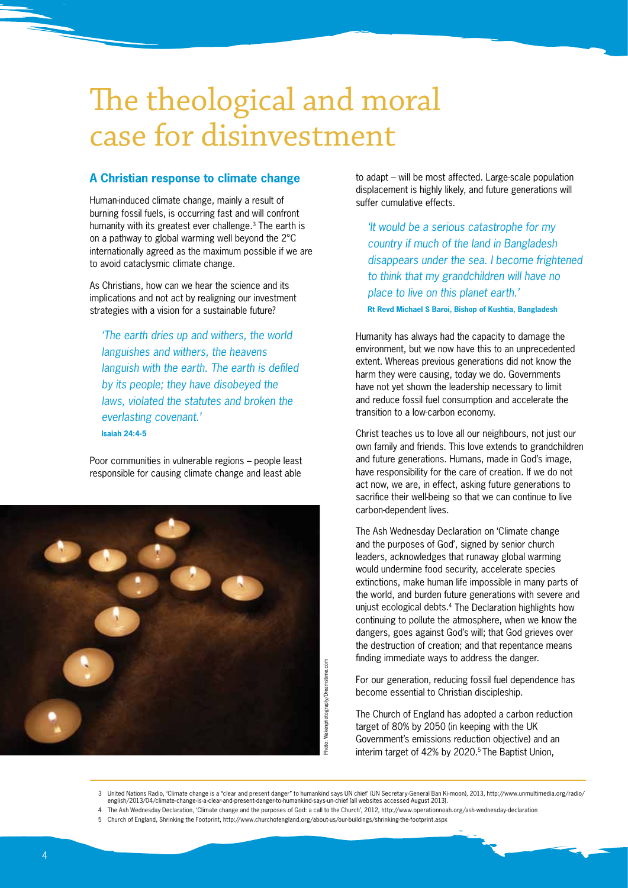# The theological and moral case for disinvestment

## A Christian response to climate change

Human-induced climate change, mainly a result of burning fossil fuels, is occurring fast and will confront humanity with its greatest ever challenge.[3] The earth is on a pathway to global warming well beyond the 2°C internationally agreed as the maximum possible if we are to avoid cataclysmic climate change.

As Christians, how can we hear the science and its implications and not act by realigning our investment strategies with a vision for a sustainable future?

> *'The earth dries up and withers, the world languishes and withers, the heavens languish with the earth. The earth is defiled by its people; they have disobeyed the laws, violated the statutes and broken the everlasting covenant.'*
> **Isaiah 24:4-5**

Poor communities in vulnerable regions – people least responsible for causing climate change and least able to adapt – will be most affected. Large-scale population displacement is highly likely, and future generations will suffer cumulative effects.

> *'It would be a serious catastrophe for my country if much of the land in Bangladesh disappears under the sea. I become frightened to think that my grandchildren will have no place to live on this planet earth.'*
> **Rt Revd Michael S Baroi, Bishop of Kushtia, Bangladesh**

Humanity has always had the capacity to damage the environment, but we now have this to an unprecedented extent. Whereas previous generations did not know the harm they were causing, today we do. Governments have not yet shown the leadership necessary to limit and reduce fossil fuel consumption and accelerate the transition to a low-carbon economy.

Christ teaches us to love all our neighbours, not just our own family and friends. This love extends to grandchildren and future generations. Humans, made in God's image, have responsibility for the care of creation. If we do not act now, we are, in effect, asking future generations to sacrifice their well-being so that we can continue to live carbon-dependent lives.

The Ash Wednesday Declaration on 'Climate change and the purposes of God', signed by senior church leaders, acknowledges that runaway global warming would undermine food security, accelerate species extinctions, make human life impossible in many parts of the world, and burden future generations with severe and unjust ecological debts.[4] The Declaration highlights how continuing to pollute the atmosphere, when we know the dangers, goes against God's will; that God grieves over the destruction of creation; and that repentance means finding immediate ways to address the danger.

For our generation, reducing fossil fuel dependence has become essential to Christian discipleship.

The Church of England has adopted a carbon reduction target of 80% by 2050 (in keeping with the UK Government's emissions reduction objective) and an interim target of 42% by 2020.[5] The Baptist Union,

Photo: Wakenphotography/Dreamstime.com

---

3 United Nations Radio, 'Climate change is a "clear and present danger" to humankind says UN chief' (UN Secretary-General Ban Ki-moon), 2013, http://www.unmultimedia.org/radio/english/2013/04/climate-change-is-a-clear-and-present-danger-to-humankind-says-un-chief [all websites accessed August 2013].

4 The Ash Wednesday Declaration, 'Climate change and the purposes of God: a call to the Church', 2012, http://www.operationnoah.org/ash-wednesday-declaration

5 Church of England, Shrinking the Footprint, http://www.churchofengland.org/about-us/our-buildings/shrinking-the-footprint.aspx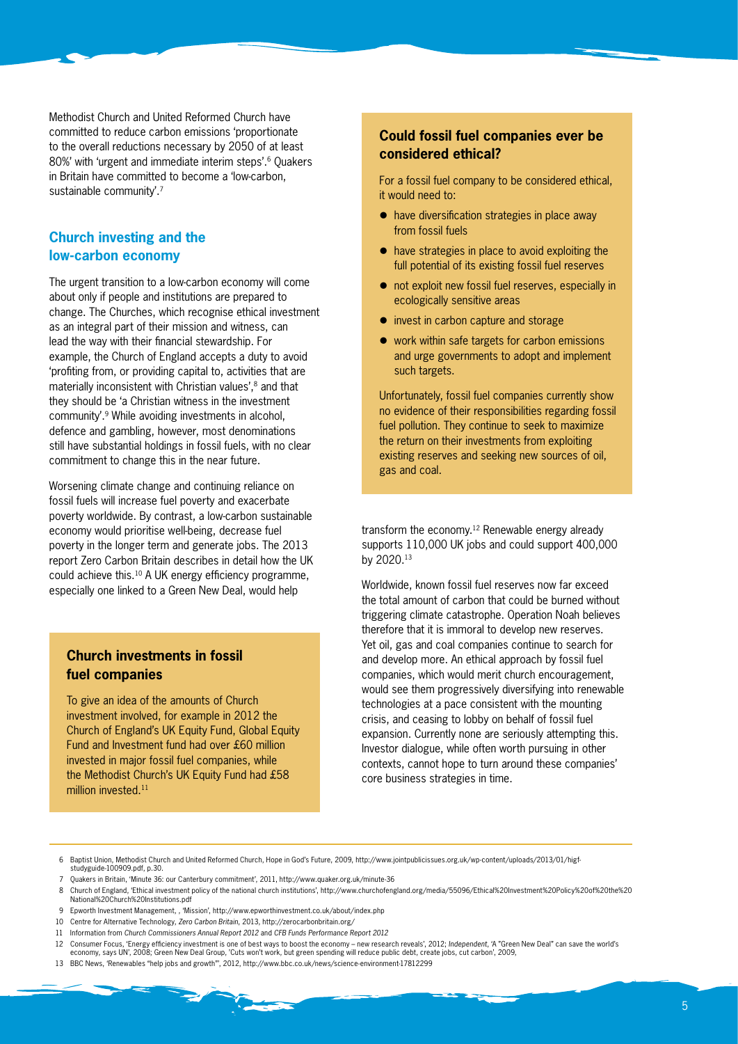Methodist Church and United Reformed Church have committed to reduce carbon emissions 'proportionate to the overall reductions necessary by 2050 of at least 80%' with 'urgent and immediate interim steps'.[6] Quakers in Britain have committed to become a 'low-carbon, sustainable community'.[7]

## Church investing and the low-carbon economy

The urgent transition to a low-carbon economy will come about only if people and institutions are prepared to change. The Churches, which recognise ethical investment as an integral part of their mission and witness, can lead the way with their financial stewardship. For example, the Church of England accepts a duty to avoid 'profiting from, or providing capital to, activities that are materially inconsistent with Christian values',[8] and that they should be 'a Christian witness in the investment community'.[9] While avoiding investments in alcohol, defence and gambling, however, most denominations still have substantial holdings in fossil fuels, with no clear commitment to change this in the near future.

Worsening climate change and continuing reliance on fossil fuels will increase fuel poverty and exacerbate poverty worldwide. By contrast, a low-carbon sustainable economy would prioritise well-being, decrease fuel poverty in the longer term and generate jobs. The 2013 report Zero Carbon Britain describes in detail how the UK could achieve this.[10] A UK energy efficiency programme, especially one linked to a Green New Deal, would help transform the economy.[12] Renewable energy already supports 110,000 UK jobs and could support 400,000 by 2020.[13]

### Church investments in fossil fuel companies

To give an idea of the amounts of Church investment involved, for example in 2012 the Church of England's UK Equity Fund, Global Equity Fund and Investment fund had over £60 million invested in major fossil fuel companies, while the Methodist Church's UK Equity Fund had £58 million invested.[11]

### Could fossil fuel companies ever be considered ethical?

For a fossil fuel company to be considered ethical, it would need to:

- have diversification strategies in place away from fossil fuels
- have strategies in place to avoid exploiting the full potential of its existing fossil fuel reserves
- not exploit new fossil fuel reserves, especially in ecologically sensitive areas
- invest in carbon capture and storage
- work within safe targets for carbon emissions and urge governments to adopt and implement such targets.

Unfortunately, fossil fuel companies currently show no evidence of their responsibilities regarding fossil fuel pollution. They continue to seek to maximize the return on their investments from exploiting existing reserves and seeking new sources of oil, gas and coal.

Worldwide, known fossil fuel reserves now far exceed the total amount of carbon that could be burned without triggering climate catastrophe. Operation Noah believes therefore that it is immoral to develop new reserves. Yet oil, gas and coal companies continue to search for and develop more. An ethical approach by fossil fuel companies, which would merit church encouragement, would see them progressively diversifying into renewable technologies at a pace consistent with the mounting crisis, and ceasing to lobby on behalf of fossil fuel expansion. Currently none are seriously attempting this. Investor dialogue, while often worth pursuing in other contexts, cannot hope to turn around these companies' core business strategies in time.

---

6 Baptist Union, Methodist Church and United Reformed Church, Hope in God's Future, 2009, http://www.jointpublicissues.org.uk/wp-content/uploads/2013/01/higf-studyguide-100909.pdf, p.30.

7 Quakers in Britain, 'Minute 36: our Canterbury commitment', 2011, http://www.quaker.org.uk/minute-36

8 Church of England, 'Ethical investment policy of the national church institutions', http://www.churchofengland.org/media/55096/Ethical%20Investment%20Policy%20of%20the%20National%20Church%20Institutions.pdf

9 Epworth Investment Management, , 'Mission', http://www.epworthinvestment.co.uk/about/index.php

10 Centre for Alternative Technology, *Zero Carbon Britain*, 2013, http://zerocarbonbritain.org/

11 Information from *Church Commissioners Annual Report 2012* and *CFB Funds Performance Report 2012*

12 Consumer Focus, 'Energy efficiency investment is one of best ways to boost the economy – new research reveals', 2012; *Independent*, 'A "Green New Deal" can save the world's economy, says UN', 2008; Green New Deal Group, 'Cuts won't work, but green spending will reduce public debt, create jobs, cut carbon', 2009,

13 BBC News, 'Renewables "help jobs and growth"', 2012, http://www.bbc.co.uk/news/science-environment-17812299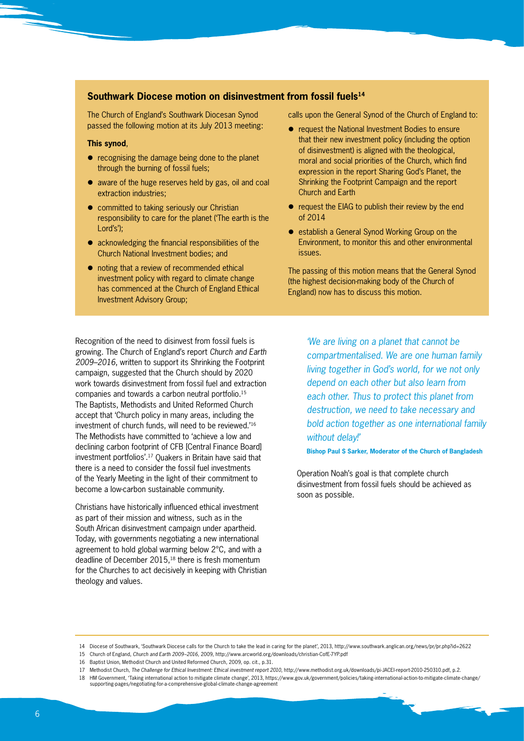### Southwark Diocese motion on disinvestment from fossil fuels[14]

The Church of England's Southwark Diocesan Synod passed the following motion at its July 2013 meeting:

**This synod**,

- recognising the damage being done to the planet through the burning of fossil fuels;
- aware of the huge reserves held by gas, oil and coal extraction industries;
- committed to taking seriously our Christian responsibility to care for the planet ('The earth is the Lord's');
- acknowledging the financial responsibilities of the Church National Investment bodies; and
- noting that a review of recommended ethical investment policy with regard to climate change has commenced at the Church of England Ethical Investment Advisory Group;

calls upon the General Synod of the Church of England to:

- request the National Investment Bodies to ensure that their new investment policy (including the option of disinvestment) is aligned with the theological, moral and social priorities of the Church, which find expression in the report Sharing God's Planet, the Shrinking the Footprint Campaign and the report Church and Earth
- request the EIAG to publish their review by the end of 2014
- establish a General Synod Working Group on the Environment, to monitor this and other environmental issues.

The passing of this motion means that the General Synod (the highest decision-making body of the Church of England) now has to discuss this motion.

Recognition of the need to disinvest from fossil fuels is growing. The Church of England's report *Church and Earth 2009–2016*, written to support its Shrinking the Footprint campaign, suggested that the Church should by 2020 work towards disinvestment from fossil fuel and extraction companies and towards a carbon neutral portfolio.[15] The Baptists, Methodists and United Reformed Church accept that 'Church policy in many areas, including the investment of church funds, will need to be reviewed.'[16] The Methodists have committed to 'achieve a low and declining carbon footprint of CFB [Central Finance Board] investment portfolios'.[17] Quakers in Britain have said that there is a need to consider the fossil fuel investments of the Yearly Meeting in the light of their commitment to become a low-carbon sustainable community.

Christians have historically influenced ethical investment as part of their mission and witness, such as in the South African disinvestment campaign under apartheid. Today, with governments negotiating a new international agreement to hold global warming below 2°C, and with a deadline of December 2015,[18] there is fresh momentum for the Churches to act decisively in keeping with Christian theology and values.

> *'We are living on a planet that cannot be compartmentalised. We are one human family living together in God's world, for we not only depend on each other but also learn from each other. Thus to protect this planet from destruction, we need to take necessary and bold action together as one international family without delay!'*
>
> **Bishop Paul S Sarker, Moderator of the Church of Bangladesh**

Operation Noah's goal is that complete church disinvestment from fossil fuels should be achieved as soon as possible.

---

14 Diocese of Southwark, 'Southwark Diocese calls for the Church to take the lead in caring for the planet', 2013, http://www.southwark.anglican.org/news/pr/pr.php?id=2622

15 Church of England, *Church and Earth 2009–2016*, 2009, http://www.arcworld.org/downloads/christian-CofE-7YP.pdf

16 Baptist Union, Methodist Church and United Reformed Church, 2009, op. cit., p.31.

17 Methodist Church, *The Challenge for Ethical Investment: Ethical investment report 2010*, http://www.methodist.org.uk/downloads/pi-JACEI-report-2010-250310.pdf, p.2.

18 HM Government, 'Taking international action to mitigate climate change', 2013, https://www.gov.uk/government/policies/taking-international-action-to-mitigate-climate-change/supporting-pages/negotiating-for-a-comprehensive-global-climate-change-agreement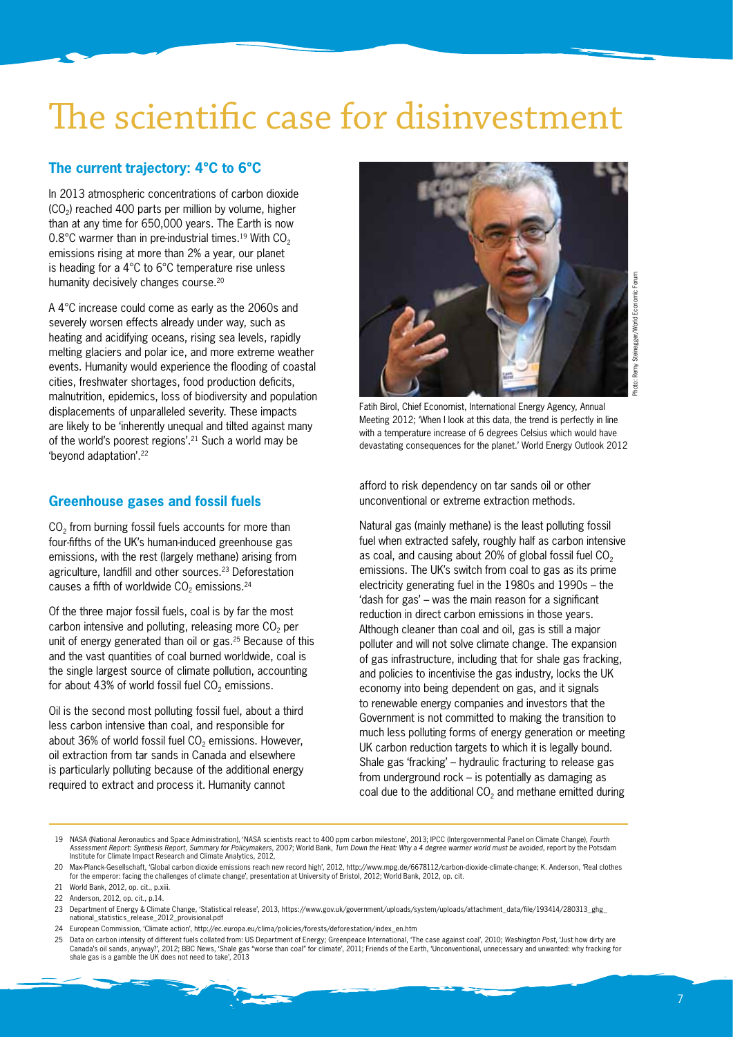# The scientific case for disinvestment

## The current trajectory: 4°C to 6°C

In 2013 atmospheric concentrations of carbon dioxide ($CO_2$) reached 400 parts per million by volume, higher than at any time for 650,000 years. The Earth is now 0.8°C warmer than in pre-industrial times.[19] With $CO_2$ emissions rising at more than 2% a year, our planet is heading for a 4°C to 6°C temperature rise unless humanity decisively changes course.[20]

A 4°C increase could come as early as the 2060s and severely worsen effects already under way, such as heating and acidifying oceans, rising sea levels, rapidly melting glaciers and polar ice, and more extreme weather events. Humanity would experience the flooding of coastal cities, freshwater shortages, food production deficits, malnutrition, epidemics, loss of biodiversity and population displacements of unparalleled severity. These impacts are likely to be 'inherently unequal and tilted against many of the world's poorest regions'.[21] Such a world may be 'beyond adaptation'.[22]

Fatih Birol, Chief Economist, International Energy Agency, Annual Meeting 2012; 'When I look at this data, the trend is perfectly in line with a temperature increase of 6 degrees Celsius which would have devastating consequences for the planet.' World Energy Outlook 2012

Photo: Remy Steinegger/World Economic Forum

## Greenhouse gases and fossil fuels

$CO_2$ from burning fossil fuels accounts for more than four-fifths of the UK's human-induced greenhouse gas emissions, with the rest (largely methane) arising from agriculture, landfill and other sources.[23] Deforestation causes a fifth of worldwide $CO_2$ emissions.[24]

Of the three major fossil fuels, coal is by far the most carbon intensive and polluting, releasing more $CO_2$ per unit of energy generated than oil or gas.[25] Because of this and the vast quantities of coal burned worldwide, coal is the single largest source of climate pollution, accounting for about 43% of world fossil fuel $CO_2$ emissions.

Oil is the second most polluting fossil fuel, about a third less carbon intensive than coal, and responsible for about 36% of world fossil fuel $CO_2$ emissions. However, oil extraction from tar sands in Canada and elsewhere is particularly polluting because of the additional energy required to extract and process it. Humanity cannot afford to risk dependency on tar sands oil or other unconventional or extreme extraction methods.

Natural gas (mainly methane) is the least polluting fossil fuel when extracted safely, roughly half as carbon intensive as coal, and causing about 20% of global fossil fuel $CO_2$ emissions. The UK's switch from coal to gas as its prime electricity generating fuel in the 1980s and 1990s – the 'dash for gas' – was the main reason for a significant reduction in direct carbon emissions in those years. Although cleaner than coal and oil, gas is still a major polluter and will not solve climate change. The expansion of gas infrastructure, including that for shale gas fracking, and policies to incentivise the gas industry, locks the UK economy into being dependent on gas, and it signals to renewable energy companies and investors that the Government is not committed to making the transition to much less polluting forms of energy generation or meeting UK carbon reduction targets to which it is legally bound. Shale gas 'fracking' – hydraulic fracturing to release gas from underground rock – is potentially as damaging as coal due to the additional $CO_2$ and methane emitted during

---

19 NASA (National Aeronautics and Space Administration), 'NASA scientists react to 400 ppm carbon milestone', 2013; IPCC (Intergovernmental Panel on Climate Change), *Fourth Assessment Report: Synthesis Report, Summary for Policymakers*, 2007; World Bank, *Turn Down the Heat: Why a 4 degree warmer world must be avoided*, report by the Potsdam Institute for Climate Impact Research and Climate Analytics, 2012,

20 Max-Planck-Gesellschaft, 'Global carbon dioxide emissions reach new record high', 2012, http://www.mpg.de/6678112/carbon-dioxide-climate-change; K. Anderson, 'Real clothes for the emperor: facing the challenges of climate change', presentation at University of Bristol, 2012; World Bank, 2012, op. cit.

21 World Bank, 2012, op. cit., p.xiii.

22 Anderson, 2012, op. cit., p.14.

23 Department of Energy & Climate Change, 'Statistical release', 2013, https://www.gov.uk/government/uploads/system/uploads/attachment_data/file/193414/280313_ghg_national_statistics_release_2012_provisional.pdf

24 European Commission, 'Climate action', http://ec.europa.eu/clima/policies/forests/deforestation/index_en.htm

25 Data on carbon intensity of different fuels collated from: US Department of Energy; Greenpeace International, 'The case against coal', 2010; *Washington Post*, 'Just how dirty are Canada's oil sands, anyway?', 2012; BBC News, 'Shale gas "worse than coal" for climate', 2011; Friends of the Earth, 'Unconventional, unnecessary and unwanted: why fracking for shale gas is a gamble the UK does not need to take', 2013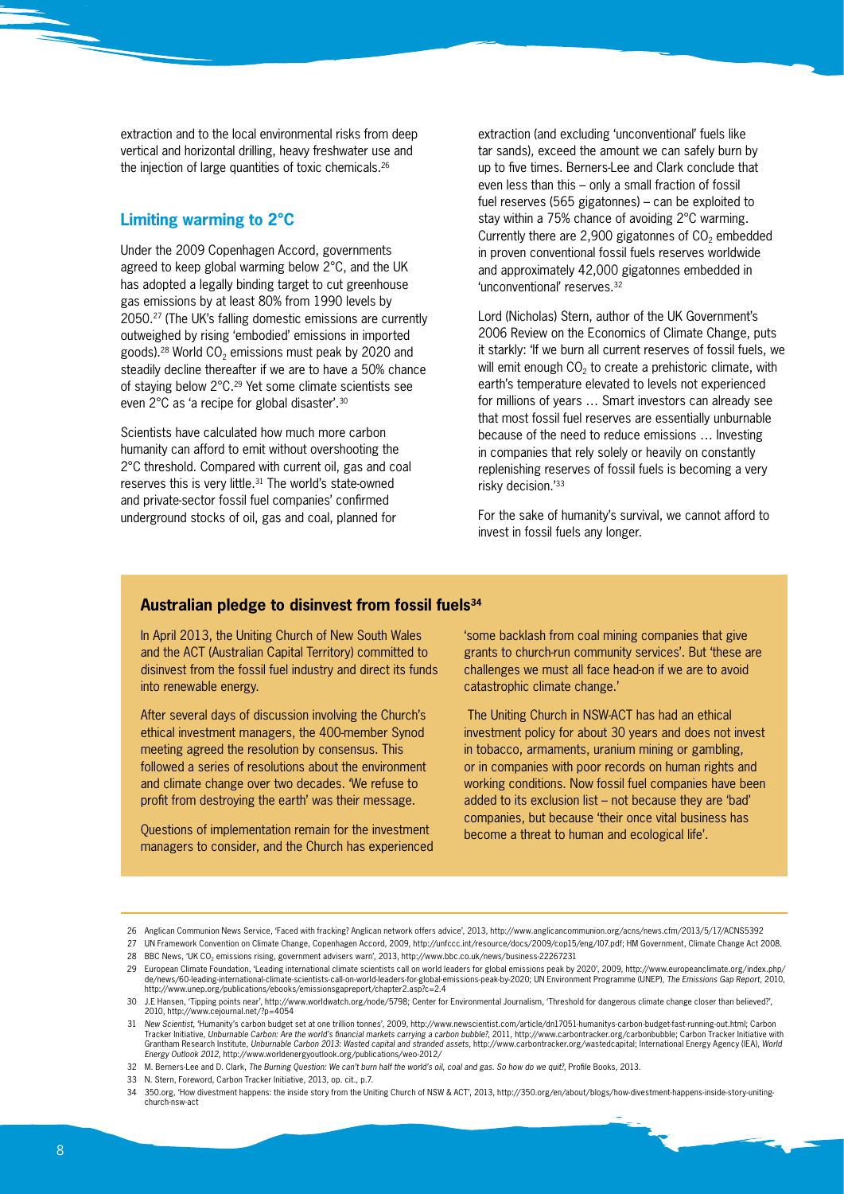extraction and to the local environmental risks from deep vertical and horizontal drilling, heavy freshwater use and the injection of large quantities of toxic chemicals.[26]

## Limiting warming to 2°C

Under the 2009 Copenhagen Accord, governments agreed to keep global warming below 2°C, and the UK has adopted a legally binding target to cut greenhouse gas emissions by at least 80% from 1990 levels by 2050.[27] (The UK's falling domestic emissions are currently outweighed by rising 'embodied' emissions in imported goods).[28] World $CO_2$ emissions must peak by 2020 and steadily decline thereafter if we are to have a 50% chance of staying below 2°C.[29] Yet some climate scientists see even 2°C as 'a recipe for global disaster'.[30]

Scientists have calculated how much more carbon humanity can afford to emit without overshooting the 2°C threshold. Compared with current oil, gas and coal reserves this is very little.[31] The world's state-owned and private-sector fossil fuel companies' confirmed underground stocks of oil, gas and coal, planned for extraction (and excluding 'unconventional' fuels like tar sands), exceed the amount we can safely burn by up to five times. Berners-Lee and Clark conclude that even less than this – only a small fraction of fossil fuel reserves (565 gigatonnes) – can be exploited to stay within a 75% chance of avoiding 2°C warming. Currently there are 2,900 gigatonnes of $CO_2$ embedded in proven conventional fossil fuels reserves worldwide and approximately 42,000 gigatonnes embedded in 'unconventional' reserves.[32]

Lord (Nicholas) Stern, author of the UK Government's 2006 Review on the Economics of Climate Change, puts it starkly: 'If we burn all current reserves of fossil fuels, we will emit enough $CO_2$ to create a prehistoric climate, with earth's temperature elevated to levels not experienced for millions of years … Smart investors can already see that most fossil fuel reserves are essentially unburnable because of the need to reduce emissions … Investing in companies that rely solely or heavily on constantly replenishing reserves of fossil fuels is becoming a very risky decision.'[33]

For the sake of humanity's survival, we cannot afford to invest in fossil fuels any longer.

### Australian pledge to disinvest from fossil fuels[34]

In April 2013, the Uniting Church of New South Wales and the ACT (Australian Capital Territory) committed to disinvest from the fossil fuel industry and direct its funds into renewable energy.

After several days of discussion involving the Church's ethical investment managers, the 400-member Synod meeting agreed the resolution by consensus. This followed a series of resolutions about the environment and climate change over two decades. 'We refuse to profit from destroying the earth' was their message.

Questions of implementation remain for the investment managers to consider, and the Church has experienced 'some backlash from coal mining companies that give grants to church-run community services'. But 'these are challenges we must all face head-on if we are to avoid catastrophic climate change.'

The Uniting Church in NSW-ACT has had an ethical investment policy for about 30 years and does not invest in tobacco, armaments, uranium mining or gambling, or in companies with poor records on human rights and working conditions. Now fossil fuel companies have been added to its exclusion list – not because they are 'bad' companies, but because 'their once vital business has become a threat to human and ecological life'.

---

26 Anglican Communion News Service, 'Faced with fracking? Anglican network offers advice', 2013, http://www.anglicancommunion.org/acns/news.cfm/2013/5/17/ACNS5392

27 UN Framework Convention on Climate Change, Copenhagen Accord, 2009, http://unfccc.int/resource/docs/2009/cop15/eng/l07.pdf; HM Government, Climate Change Act 2008.

28 BBC News, 'UK $CO_2$ emissions rising, government advisers warn', 2013, http://www.bbc.co.uk/news/business-22267231

29 European Climate Foundation, 'Leading international climate scientists call on world leaders for global emissions peak by 2020', 2009, http://www.europeanclimate.org/index.php/de/news/60-leading-international-climate-scientists-call-on-world-leaders-for-global-emissions-peak-by-2020; UN Environment Programme (UNEP), *The Emissions Gap Report*, 2010, http://www.unep.org/publications/ebooks/emissionsgapreport/chapter2.asp?c=2.4

30 J.E Hansen, 'Tipping points near', http://www.worldwatch.org/node/5798; Center for Environmental Journalism, 'Threshold for dangerous climate change closer than believed?', 2010, http://www.cejournal.net/?p=4054

31 *New Scientist*, 'Humanity's carbon budget set at one trillion tonnes', 2009, http://www.newscientist.com/article/dn17051-humanitys-carbon-budget-fast-running-out.html; Carbon Tracker Initiative, *Unburnable Carbon: Are the world's financial markets carrying a carbon bubble?*, 2011, http://www.carbontracker.org/carbonbubble; Carbon Tracker Initiative with Grantham Research Institute, *Unburnable Carbon 2013: Wasted capital and stranded assets*, http://www.carbontracker.org/wastedcapital; International Energy Agency (IEA), *World Energy Outlook 2012*, http://www.worldenergyoutlook.org/publications/weo-2012/

32 M. Berners-Lee and D. Clark, *The Burning Question: We can't burn half the world's oil, coal and gas. So how do we quit?*, Profile Books, 2013.

33 N. Stern, Foreword, Carbon Tracker Initiative, 2013, op. cit., p.7.

34 350.org, 'How divestment happens: the inside story from the Uniting Church of NSW & ACT', 2013, http://350.org/en/about/blogs/how-divestment-happens-inside-story-uniting-church-nsw-act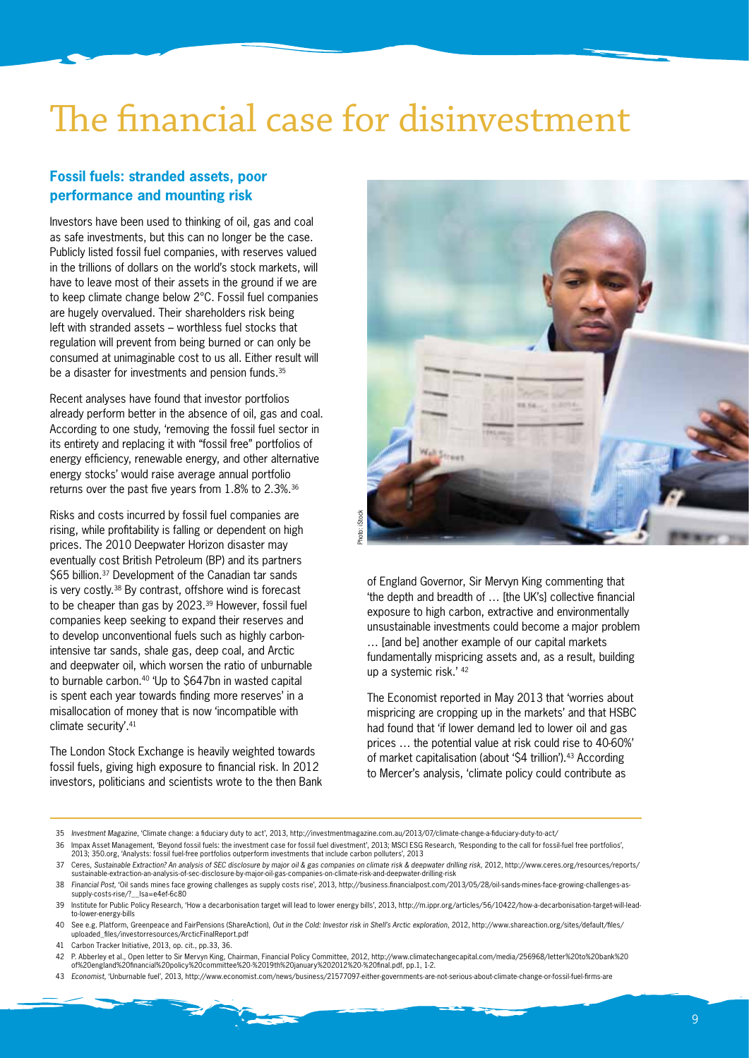# The financial case for disinvestment

## Fossil fuels: stranded assets, poor performance and mounting risk

Investors have been used to thinking of oil, gas and coal as safe investments, but this can no longer be the case. Publicly listed fossil fuel companies, with reserves valued in the trillions of dollars on the world's stock markets, will have to leave most of their assets in the ground if we are to keep climate change below 2°C. Fossil fuel companies are hugely overvalued. Their shareholders risk being left with stranded assets – worthless fuel stocks that regulation will prevent from being burned or can only be consumed at unimaginable cost to us all. Either result will be a disaster for investments and pension funds.[35]

Recent analyses have found that investor portfolios already perform better in the absence of oil, gas and coal. According to one study, 'removing the fossil fuel sector in its entirety and replacing it with "fossil free" portfolios of energy efficiency, renewable energy, and other alternative energy stocks' would raise average annual portfolio returns over the past five years from 1.8% to 2.3%.[36]

Risks and costs incurred by fossil fuel companies are rising, while profitability is falling or dependent on high prices. The 2010 Deepwater Horizon disaster may eventually cost British Petroleum (BP) and its partners $65 billion.[37] Development of the Canadian tar sands is very costly.[38] By contrast, offshore wind is forecast to be cheaper than gas by 2023.[39] However, fossil fuel companies keep seeking to expand their reserves and to develop unconventional fuels such as highly carbon-intensive tar sands, shale gas, deep coal, and Arctic and deepwater oil, which worsen the ratio of unburnable to burnable carbon.[40] 'Up to $647bn in wasted capital is spent each year towards finding more reserves' in a misallocation of money that is now 'incompatible with climate security'.[41]

The London Stock Exchange is heavily weighted towards fossil fuels, giving high exposure to financial risk. In 2012 investors, politicians and scientists wrote to the then Bank of England Governor, Sir Mervyn King commenting that 'the depth and breadth of … [the UK's] collective financial exposure to high carbon, extractive and environmentally unsustainable investments could become a major problem … [and be] another example of our capital markets fundamentally mispricing assets and, as a result, building up a systemic risk.' [42]

The Economist reported in May 2013 that 'worries about mispricing are cropping up in the markets' and that HSBC had found that 'if lower demand led to lower oil and gas prices … the potential value at risk could rise to 40-60%' of market capitalisation (about '$4 trillion').[43] According to Mercer's analysis, 'climate policy could contribute as

---

35 *Investment Magazine*, 'Climate change: a fiduciary duty to act', 2013, http://investmentmagazine.com.au/2013/07/climate-change-a-fiduciary-duty-to-act/

36 Impax Asset Management, 'Beyond fossil fuels: the investment case for fossil fuel divestment', 2013; MSCI ESG Research, 'Responding to the call for fossil-fuel free portfolios', 2013; 350.org, 'Analysts: fossil fuel-free portfolios outperform investments that include carbon polluters', 2013

37 Ceres, *Sustainable Extraction? An analysis of SEC disclosure by major oil & gas companies on climate risk & deepwater drilling risk*, 2012, http://www.ceres.org/resources/reports/sustainable-extraction-an-analysis-of-sec-disclosure-by-major-oil-gas-companies-on-climate-risk-and-deepwater-drilling-risk

38 *Financial Post*, 'Oil sands mines face growing challenges as supply costs rise', 2013, http://business.financialpost.com/2013/05/28/oil-sands-mines-face-growing-challenges-as-supply-costs-rise/?__lsa=e4ef-6c80

39 Institute for Public Policy Research, 'How a decarbonisation target will lead to lower energy bills', 2013, http://m.ippr.org/articles/56/10422/how-a-decarbonisation-target-will-lead-to-lower-energy-bills

40 See e.g. Platform, Greenpeace and FairPensions (ShareAction), *Out in the Cold: Investor risk in Shell's Arctic exploration*, 2012, http://www.shareaction.org/sites/default/files/uploaded_files/investorresources/ArcticFinalReport.pdf

41 Carbon Tracker Initiative, 2013, op. cit., pp.33, 36.

42 P. Abberley et al., Open letter to Sir Mervyn King, Chairman, Financial Policy Committee, 2012, http://www.climatechangecapital.com/media/256968/letter%20to%20bank%20of%20england%20financial%20policy%20committee%20-%2019th%20january%202012%20-%20final.pdf, pp.1, 1-2.

43 *Economist*, 'Unburnable fuel', 2013, http://www.economist.com/news/business/21577097-either-governments-are-not-serious-about-climate-change-or-fossil-fuel-firms-are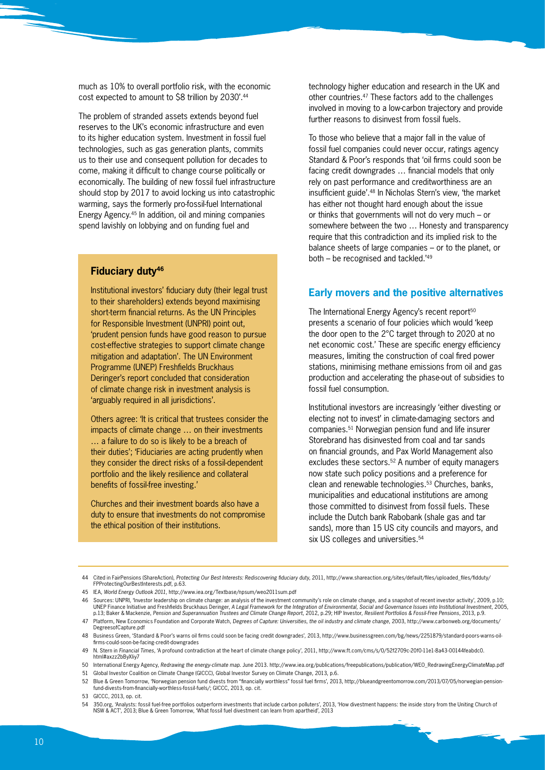much as 10% to overall portfolio risk, with the economic cost expected to amount to $8 trillion by 2030'.[44]

The problem of stranded assets extends beyond fuel reserves to the UK's economic infrastructure and even to its higher education system. Investment in fossil fuel technologies, such as gas generation plants, commits us to their use and consequent pollution for decades to come, making it difficult to change course politically or economically. The building of new fossil fuel infrastructure should stop by 2017 to avoid locking us into catastrophic warming, says the formerly pro-fossil-fuel International Energy Agency.[45] In addition, oil and mining companies spend lavishly on lobbying and on funding fuel and technology higher education and research in the UK and other countries.[47] These factors add to the challenges involved in moving to a low-carbon trajectory and provide further reasons to disinvest from fossil fuels.

### Fiduciary duty[46]

Institutional investors' fiduciary duty (their legal trust to their shareholders) extends beyond maximising short-term financial returns. As the UN Principles for Responsible Investment (UNPRI) point out, 'prudent pension funds have good reason to pursue cost-effective strategies to support climate change mitigation and adaptation'. The UN Environment Programme (UNEP) Freshfields Bruckhaus Deringer's report concluded that consideration of climate change risk in investment analysis is 'arguably required in all jurisdictions'.

Others agree: 'It is critical that trustees consider the impacts of climate change … on their investments … a failure to do so is likely to be a breach of their duties'; 'Fiduciaries are acting prudently when they consider the direct risks of a fossil-dependent portfolio and the likely resilience and collateral benefits of fossil-free investing.'

Churches and their investment boards also have a duty to ensure that investments do not compromise the ethical position of their institutions.

To those who believe that a major fall in the value of fossil fuel companies could never occur, ratings agency Standard & Poor's responds that 'oil firms could soon be facing credit downgrades … financial models that only rely on past performance and creditworthiness are an insufficient guide'.[48] In Nicholas Stern's view, 'the market has either not thought hard enough about the issue or thinks that governments will not do very much – or somewhere between the two … Honesty and transparency require that this contradiction and its implied risk to the balance sheets of large companies – or to the planet, or both – be recognised and tackled.'[49]

## Early movers and the positive alternatives

The International Energy Agency's recent report[50] presents a scenario of four policies which would 'keep the door open to the 2°C target through to 2020 at no net economic cost.' These are specific energy efficiency measures, limiting the construction of coal fired power stations, minimising methane emissions from oil and gas production and accelerating the phase-out of subsidies to fossil fuel consumption.

Institutional investors are increasingly 'either divesting or electing not to invest' in climate-damaging sectors and companies.[51] Norwegian pension fund and life insurer Storebrand has disinvested from coal and tar sands on financial grounds, and Pax World Management also excludes these sectors.[52] A number of equity managers now state such policy positions and a preference for clean and renewable technologies.[53] Churches, banks, municipalities and educational institutions are among those committed to disinvest from fossil fuels. These include the Dutch bank Rabobank (shale gas and tar sands), more than 15 US city councils and mayors, and six US colleges and universities.[54]

---

44 Cited in FairPensions (ShareAction), *Protecting Our Best Interests: Rediscovering fiduciary duty*, 2011, http://www.shareaction.org/sites/default/files/uploaded_files/fidduty/FPProtectingOurBestInterests.pdf, p.63.

45 IEA, *World Energy Outlook 2011*, http://www.iea.org/Textbase/npsum/weo2011sum.pdf

46 Sources: UNPRI, 'Investor leadership on climate change: an analysis of the investment community's role on climate change, and a snapshot of recent investor activity', 2009, p.10; UNEP Finance Initiative and Freshfields Bruckhaus Deringer, *A Legal Framework for the Integration of Environmental, Social and Governance Issues into Institutional Investment*, 2005, p.13; Baker & Mackenzie, *Pension and Superannuation Trustees and Climate Change Report*, 2012, p.29; HIP Investor, *Resilient Portfolios & Fossil-Free Pensions*, 2013, p.9.

47 Platform, New Economics Foundation and Corporate Watch, *Degrees of Capture: Universities, the oil industry and climate change*, 2003, http://www.carbonweb.org/documents/DegreesofCapture.pdf

48 Business Green, 'Standard & Poor's warns oil firms could soon be facing credit downgrades', 2013, http://www.businessgreen.com/bg/news/2251879/standard-poors-warns-oil-firms-could-soon-be-facing-credit-downgrades

49 N. Stern in *Financial Times*, 'A profound contradiction at the heart of climate change policy', 2011, http://www.ft.com/cms/s/0/52f2709c-20f0-11e1-8a43-00144feabdc0.html#axzz2bByXliy7

50 International Energy Agency, *Redrawing the energy-climate map*. June 2013. http://www.iea.org/publications/freepublications/publication/WEO_RedrawingEnergyClimateMap.pdf

51 Global Investor Coalition on Climate Change (GICCC), Global Investor Survey on Climate Change, 2013, p.6.

52 Blue & Green Tomorrow, 'Norwegian pension fund divests from "financially worthless" fossil fuel firms', 2013, http://blueandgreentomorrow.com/2013/07/05/norwegian-pension-fund-divests-from-financially-worthless-fossil-fuels/; GICCC, 2013, op. cit.

53 GICCC, 2013, op. cit.

54 350.org, 'Analysts: fossil fuel-free portfolios outperform investments that include carbon polluters', 2013, 'How divestment happens: the inside story from the Uniting Church of NSW & ACT', 2013; Blue & Green Tomorrow, 'What fossil fuel divestment can learn from apartheid', 2013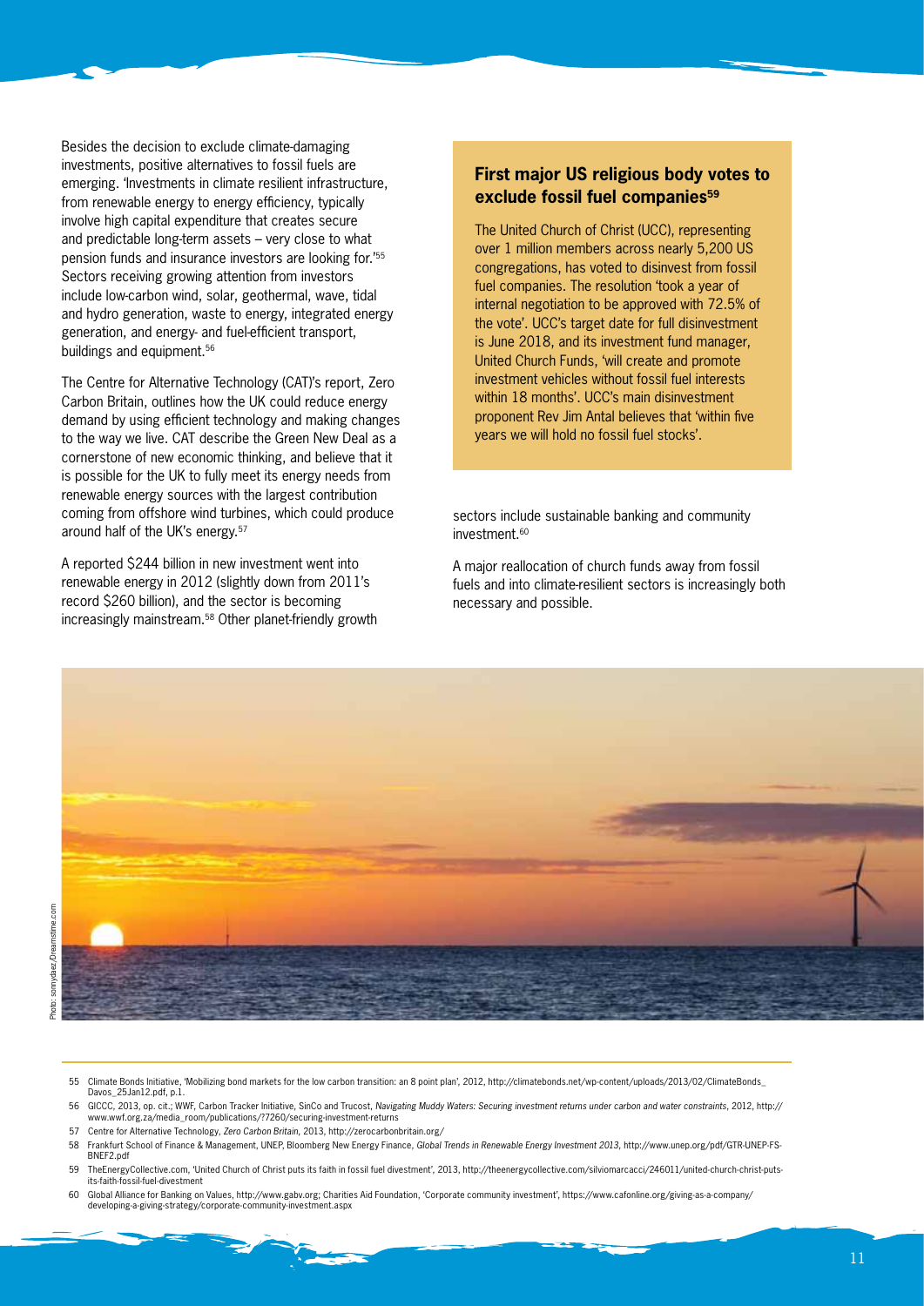Besides the decision to exclude climate-damaging investments, positive alternatives to fossil fuels are emerging. 'Investments in climate resilient infrastructure, from renewable energy to energy efficiency, typically involve high capital expenditure that creates secure and predictable long-term assets – very close to what pension funds and insurance investors are looking for.'[55] Sectors receiving growing attention from investors include low-carbon wind, solar, geothermal, wave, tidal and hydro generation, waste to energy, integrated energy generation, and energy- and fuel-efficient transport, buildings and equipment.[56]

The Centre for Alternative Technology (CAT)'s report, Zero Carbon Britain, outlines how the UK could reduce energy demand by using efficient technology and making changes to the way we live. CAT describe the Green New Deal as a cornerstone of new economic thinking, and believe that it is possible for the UK to fully meet its energy needs from renewable energy sources with the largest contribution coming from offshore wind turbines, which could produce around half of the UK's energy.[57]

A reported $244 billion in new investment went into renewable energy in 2012 (slightly down from 2011's record $260 billion), and the sector is becoming increasingly mainstream.[58] Other planet-friendly growth sectors include sustainable banking and community investment.[60]

A major reallocation of church funds away from fossil fuels and into climate-resilient sectors is increasingly both necessary and possible.

### First major US religious body votes to exclude fossil fuel companies[59]

The United Church of Christ (UCC), representing over 1 million members across nearly 5,200 US congregations, has voted to disinvest from fossil fuel companies. The resolution 'took a year of internal negotiation to be approved with 72.5% of the vote'. UCC's target date for full disinvestment is June 2018, and its investment fund manager, United Church Funds, 'will create and promote investment vehicles without fossil fuel interests within 18 months'. UCC's main disinvestment proponent Rev Jim Antal believes that 'within five years we will hold no fossil fuel stocks'.

Photo: sonnybaez/Dreamstime.com

55 Climate Bonds Initiative, 'Mobilizing bond markets for the low carbon transition: an 8 point plan', 2012, http://climatebonds.net/wp-content/uploads/2013/02/ClimateBonds_Davos_25Jan12.pdf, p.1.

56 GICCC, 2013, op. cit.; WWF, Carbon Tracker Initiative, SinCo and Trucost, *Navigating Muddy Waters: Securing investment returns under carbon and water constraints*, 2012, http://www.wwf.org.za/media_room/publications/?7260/securing-investment-returns

57 Centre for Alternative Technology, *Zero Carbon Britain*, 2013, http://zerocarbonbritain.org/

58 Frankfurt School of Finance & Management, UNEP, Bloomberg New Energy Finance, *Global Trends in Renewable Energy Investment 2013*, http://www.unep.org/pdf/GTR-UNEP-FS-BNEF2.pdf

59 TheEnergyCollective.com, 'United Church of Christ puts its faith in fossil fuel divestment', 2013, http://theenergycollective.com/silviomarcacci/246011/united-church-christ-puts-its-faith-fossil-fuel-divestment

60 Global Alliance for Banking on Values, http://www.gabv.org; Charities Aid Foundation, 'Corporate community investment', https://www.cafonline.org/giving-as-a-company/developing-a-giving-strategy/corporate-community-investment.aspx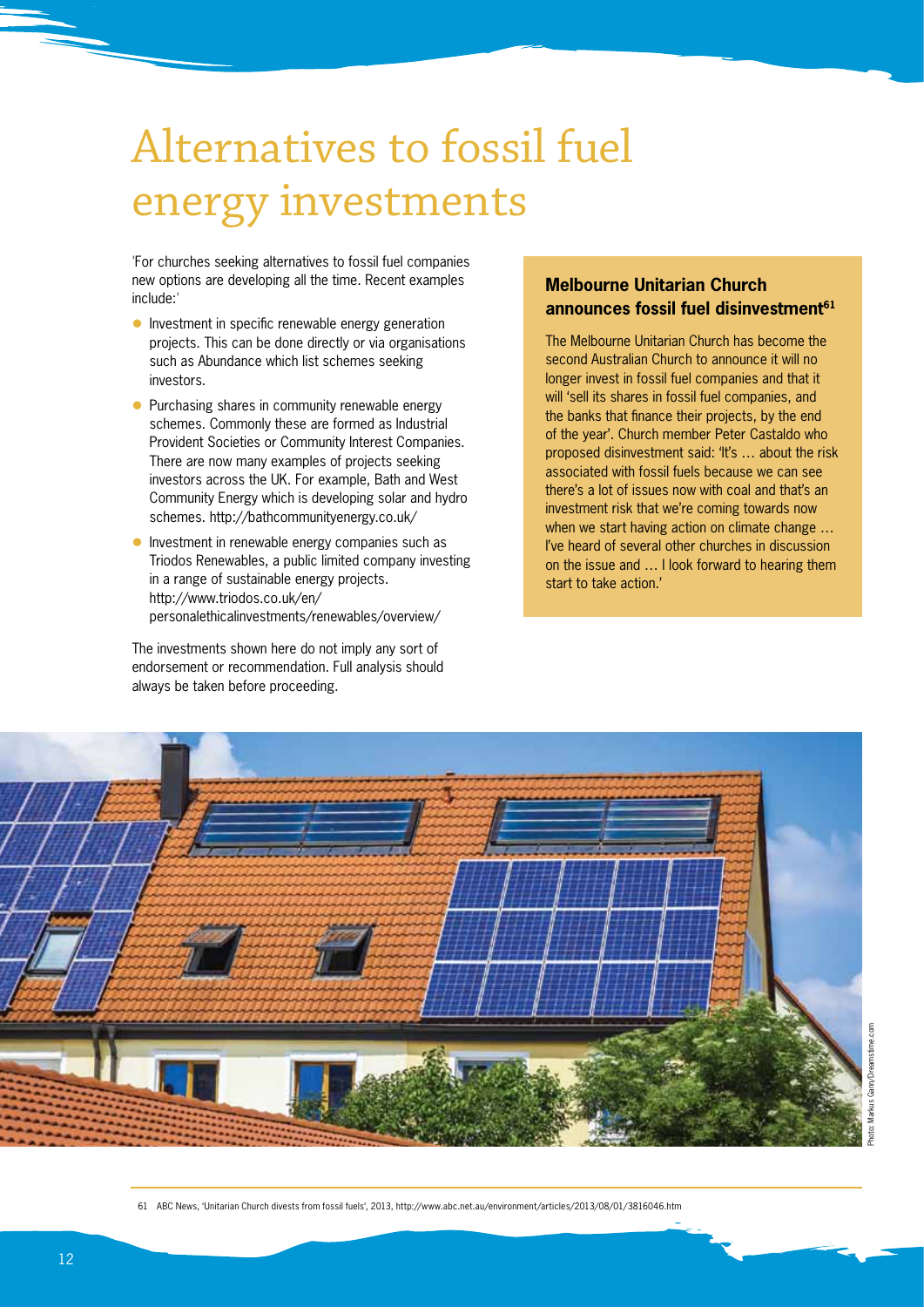# Alternatives to fossil fuel energy investments

'For churches seeking alternatives to fossil fuel companies new options are developing all the time. Recent examples include:'

- Investment in specific renewable energy generation projects. This can be done directly or via organisations such as Abundance which list schemes seeking investors.
- Purchasing shares in community renewable energy schemes. Commonly these are formed as Industrial Provident Societies or Community Interest Companies. There are now many examples of projects seeking investors across the UK. For example, Bath and West Community Energy which is developing solar and hydro schemes. http://bathcommunityenergy.co.uk/
- Investment in renewable energy companies such as Triodos Renewables, a public limited company investing in a range of sustainable energy projects. http://www.triodos.co.uk/en/personalethicalinvestments/renewables/overview/

The investments shown here do not imply any sort of endorsement or recommendation. Full analysis should always be taken before proceeding.

### Melbourne Unitarian Church announces fossil fuel disinvestment[61]

The Melbourne Unitarian Church has become the second Australian Church to announce it will no longer invest in fossil fuel companies and that it will 'sell its shares in fossil fuel companies, and the banks that finance their projects, by the end of the year'. Church member Peter Castaldo who proposed disinvestment said: 'It's … about the risk associated with fossil fuels because we can see there's a lot of issues now with coal and that's an investment risk that we're coming towards now when we start having action on climate change … I've heard of several other churches in discussion on the issue and … I look forward to hearing them start to take action.'

Photo: Markus Gann/Dreamstime.com

61 ABC News, 'Unitarian Church divests from fossil fuels', 2013, http://www.abc.net.au/environment/articles/2013/08/01/3816046.htm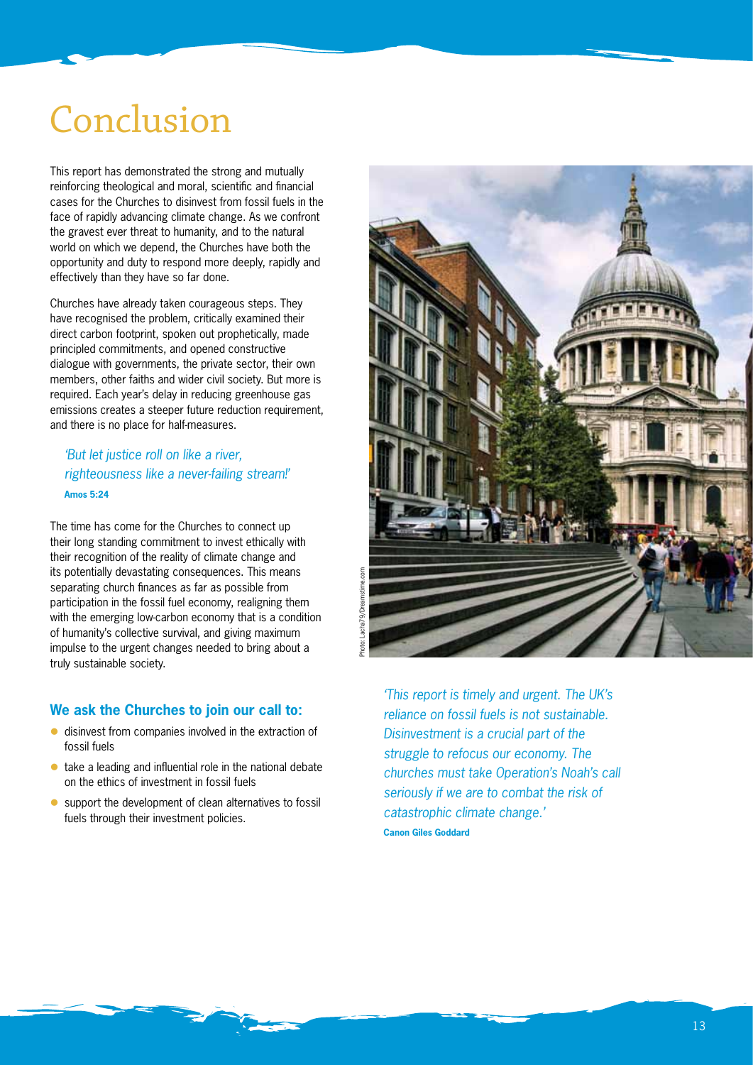# Conclusion

This report has demonstrated the strong and mutually reinforcing theological and moral, scientific and financial cases for the Churches to disinvest from fossil fuels in the face of rapidly advancing climate change. As we confront the gravest ever threat to humanity, and to the natural world on which we depend, the Churches have both the opportunity and duty to respond more deeply, rapidly and effectively than they have so far done.

Churches have already taken courageous steps. They have recognised the problem, critically examined their direct carbon footprint, spoken out prophetically, made principled commitments, and opened constructive dialogue with governments, the private sector, their own members, other faiths and wider civil society. But more is required. Each year's delay in reducing greenhouse gas emissions creates a steeper future reduction requirement, and there is no place for half-measures.

> *'But let justice roll on like a river, righteousness like a never-failing stream!'*
> **Amos 5:24**

The time has come for the Churches to connect up their long standing commitment to invest ethically with their recognition of the reality of climate change and its potentially devastating consequences. This means separating church finances as far as possible from participation in the fossil fuel economy, realigning them with the emerging low-carbon economy that is a condition of humanity's collective survival, and giving maximum impulse to the urgent changes needed to bring about a truly sustainable society.

### We ask the Churches to join our call to:

- disinvest from companies involved in the extraction of fossil fuels
- take a leading and influential role in the national debate on the ethics of investment in fossil fuels
- support the development of clean alternatives to fossil fuels through their investment policies.

Photo: Lacha79/Dreamstime.com

> *'This report is timely and urgent. The UK's reliance on fossil fuels is not sustainable. Disinvestment is a crucial part of the struggle to refocus our economy. The churches must take Operation's Noah's call seriously if we are to combat the risk of catastrophic climate change.'*
> **Canon Giles Goddard**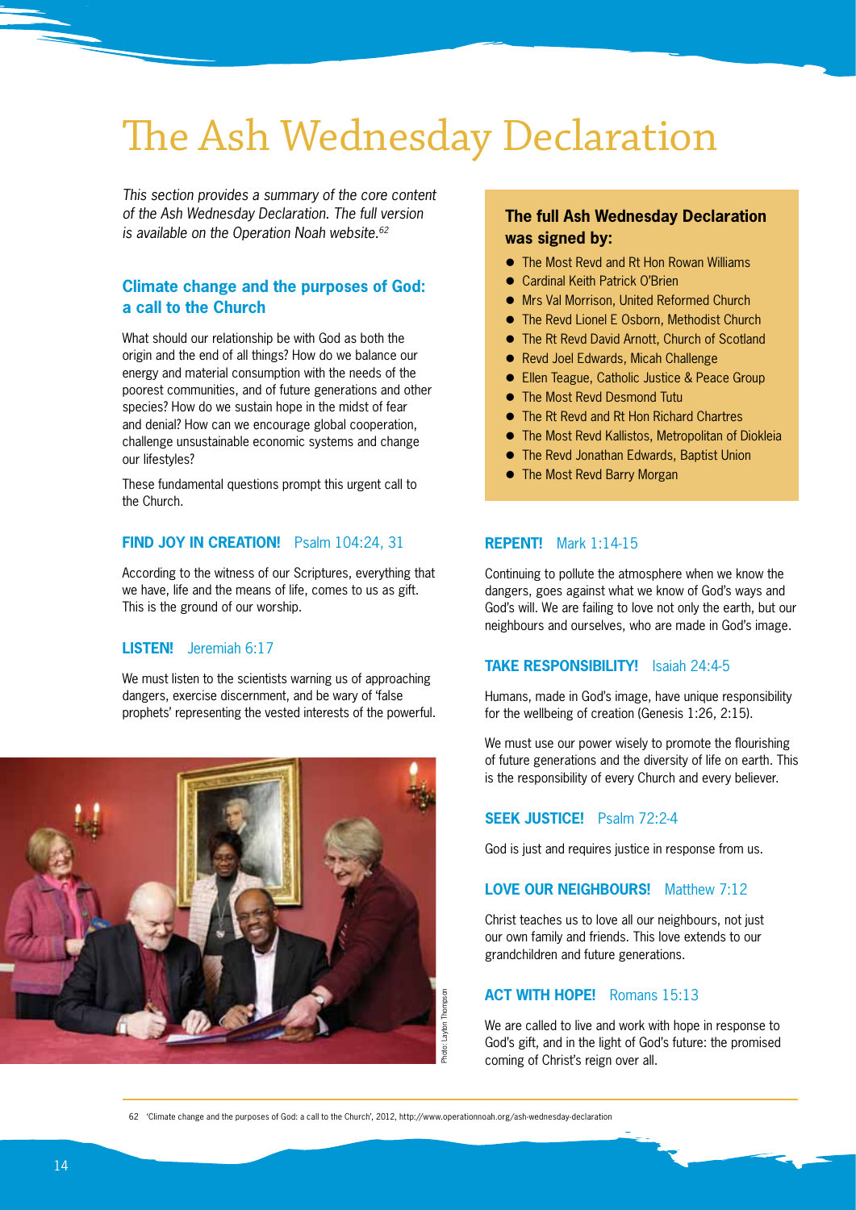# The Ash Wednesday Declaration

*This section provides a summary of the core content of the Ash Wednesday Declaration. The full version is available on the Operation Noah website.[62]*

## Climate change and the purposes of God: a call to the Church

What should our relationship be with God as both the origin and the end of all things? How do we balance our energy and material consumption with the needs of the poorest communities, and of future generations and other species? How do we sustain hope in the midst of fear and denial? How can we encourage global cooperation, challenge unsustainable economic systems and change our lifestyles?

These fundamental questions prompt this urgent call to the Church.

### FIND JOY IN CREATION! Psalm 104:24, 31

According to the witness of our Scriptures, everything that we have, life and the means of life, comes to us as gift. This is the ground of our worship.

### LISTEN! Jeremiah 6:17

We must listen to the scientists warning us of approaching dangers, exercise discernment, and be wary of 'false prophets' representing the vested interests of the powerful.

Photo: Layton Thompson

**The full Ash Wednesday Declaration was signed by:**

- The Most Revd and Rt Hon Rowan Williams
- Cardinal Keith Patrick O'Brien
- Mrs Val Morrison, United Reformed Church
- The Revd Lionel E Osborn, Methodist Church
- The Rt Revd David Arnott, Church of Scotland
- Revd Joel Edwards, Micah Challenge
- Ellen Teague, Catholic Justice & Peace Group
- The Most Revd Desmond Tutu
- The Rt Revd and Rt Hon Richard Chartres
- The Most Revd Kallistos, Metropolitan of Diokleia
- The Revd Jonathan Edwards, Baptist Union
- The Most Revd Barry Morgan

### REPENT! Mark 1:14-15

Continuing to pollute the atmosphere when we know the dangers, goes against what we know of God's ways and God's will. We are failing to love not only the earth, but our neighbours and ourselves, who are made in God's image.

### TAKE RESPONSIBILITY! Isaiah 24:4-5

Humans, made in God's image, have unique responsibility for the wellbeing of creation (Genesis 1:26, 2:15).

We must use our power wisely to promote the flourishing of future generations and the diversity of life on earth. This is the responsibility of every Church and every believer.

### SEEK JUSTICE! Psalm 72:2-4

God is just and requires justice in response from us.

### LOVE OUR NEIGHBOURS! Matthew 7:12

Christ teaches us to love all our neighbours, not just our own family and friends. This love extends to our grandchildren and future generations.

### ACT WITH HOPE! Romans 15:13

We are called to live and work with hope in response to God's gift, and in the light of God's future: the promised coming of Christ's reign over all.

---

62 'Climate change and the purposes of God: a call to the Church', 2012, http://www.operationnoah.org/ash-wednesday-declaration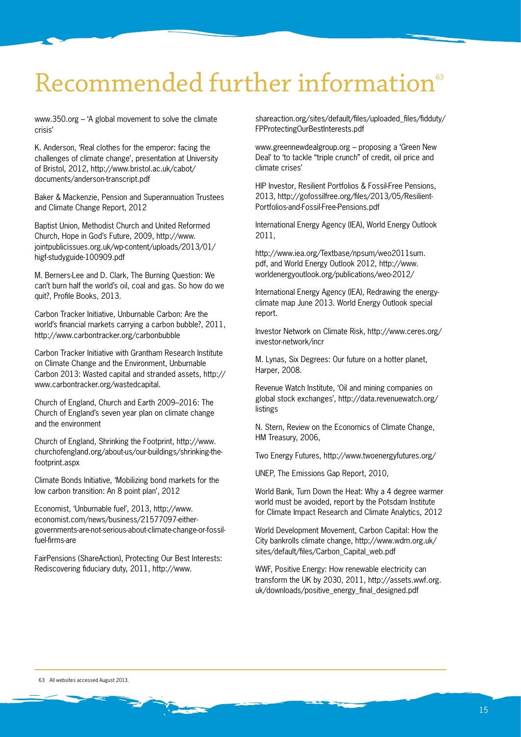# Recommended further information[63]

www.350.org – 'A global movement to solve the climate crisis'

K. Anderson, 'Real clothes for the emperor: facing the challenges of climate change', presentation at University of Bristol, 2012, http://www.bristol.ac.uk/cabot/documents/anderson-transcript.pdf

Baker & Mackenzie, Pension and Superannuation Trustees and Climate Change Report, 2012

Baptist Union, Methodist Church and United Reformed Church, Hope in God's Future, 2009, http://www.jointpublicissues.org.uk/wp-content/uploads/2013/01/higf-studyguide-100909.pdf

M. Berners-Lee and D. Clark, The Burning Question: We can't burn half the world's oil, coal and gas. So how do we quit?, Profile Books, 2013.

Carbon Tracker Initiative, Unburnable Carbon: Are the world's financial markets carrying a carbon bubble?, 2011, http://www.carbontracker.org/carbonbubble

Carbon Tracker Initiative with Grantham Research Institute on Climate Change and the Environment, Unburnable Carbon 2013: Wasted capital and stranded assets, http://www.carbontracker.org/wastedcapital.

Church of England, Church and Earth 2009–2016: The Church of England's seven year plan on climate change and the environment

Church of England, Shrinking the Footprint, http://www.churchofengland.org/about-us/our-buildings/shrinking-the-footprint.aspx

Climate Bonds Initiative, 'Mobilizing bond markets for the low carbon transition: An 8 point plan', 2012

Economist, 'Unburnable fuel', 2013, http://www.economist.com/news/business/21577097-either-governments-are-not-serious-about-climate-change-or-fossil-fuel-firms-are

FairPensions (ShareAction), Protecting Our Best Interests: Rediscovering fiduciary duty, 2011, http://www.shareaction.org/sites/default/files/uploaded_files/fidduty/FPProtectingOurBestInterests.pdf

www.greennewdealgroup.org – proposing a 'Green New Deal' to 'to tackle "triple crunch" of credit, oil price and climate crises'

HIP Investor, Resilient Portfolios & Fossil-Free Pensions, 2013, http://gofossilfree.org/files/2013/05/Resilient-Portfolios-and-Fossil-Free-Pensions.pdf

International Energy Agency (IEA), World Energy Outlook 2011,

http://www.iea.org/Textbase/npsum/weo2011sum.pdf, and World Energy Outlook 2012, http://www.worldenergyoutlook.org/publications/weo-2012/

International Energy Agency (IEA), Redrawing the energy-climate map June 2013. World Energy Outlook special report.

Investor Network on Climate Risk, http://www.ceres.org/investor-network/incr

M. Lynas, Six Degrees: Our future on a hotter planet, Harper, 2008.

Revenue Watch Institute, 'Oil and mining companies on global stock exchanges', http://data.revenuewatch.org/listings

N. Stern, Review on the Economics of Climate Change, HM Treasury, 2006,

Two Energy Futures, http://www.twoenergyfutures.org/

UNEP, The Emissions Gap Report, 2010,

World Bank, Turn Down the Heat: Why a 4 degree warmer world must be avoided, report by the Potsdam Institute for Climate Impact Research and Climate Analytics, 2012

World Development Movement, Carbon Capital: How the City bankrolls climate change, http://www.wdm.org.uk/sites/default/files/Carbon_Capital_web.pdf

WWF, Positive Energy: How renewable electricity can transform the UK by 2030, 2011, http://assets.wwf.org.uk/downloads/positive_energy_final_designed.pdf

---

63 All websites accessed August 2013.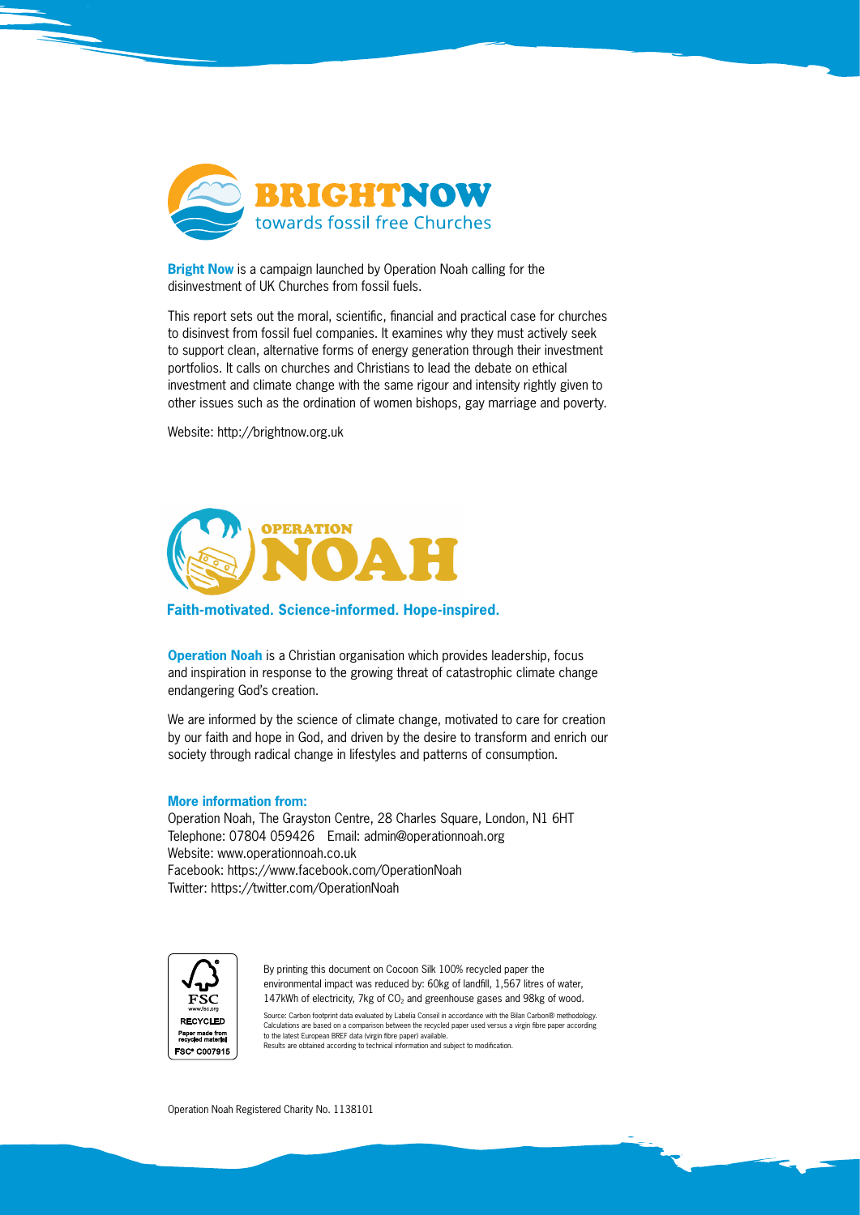BRIGHTNOW
towards fossil free Churches

**Bright Now** is a campaign launched by Operation Noah calling for the disinvestment of UK Churches from fossil fuels.

This report sets out the moral, scientific, financial and practical case for churches to disinvest from fossil fuel companies. It examines why they must actively seek to support clean, alternative forms of energy generation through their investment portfolios. It calls on churches and Christians to lead the debate on ethical investment and climate change with the same rigour and intensity rightly given to other issues such as the ordination of women bishops, gay marriage and poverty.

Website: http://brightnow.org.uk

OPERATION NOAH

**Faith-motivated. Science-informed. Hope-inspired.**

**Operation Noah** is a Christian organisation which provides leadership, focus and inspiration in response to the growing threat of catastrophic climate change endangering God's creation.

We are informed by the science of climate change, motivated to care for creation by our faith and hope in God, and driven by the desire to transform and enrich our society through radical change in lifestyles and patterns of consumption.

**More information from:**
Operation Noah, The Grayston Centre, 28 Charles Square, London, N1 6HT
Telephone: 07804 059426 Email: admin@operationnoah.org
Website: www.operationnoah.co.uk
Facebook: https://www.facebook.com/OperationNoah
Twitter: https://twitter.com/OperationNoah

FSC www.fsc.org RECYCLED Paper made from recycled material FSC® C007915

By printing this document on Cocoon Silk 100% recycled paper the environmental impact was reduced by: 60kg of landfill, 1,567 litres of water, 147kWh of electricity, 7kg of $CO_2$ and greenhouse gases and 98kg of wood.

Source: Carbon footprint data evaluated by Labelia Conseil in accordance with the Bilan Carbon® methodology. Calculations are based on a comparison between the recycled paper used versus a virgin fibre paper according to the latest European BREF data (virgin fibre paper) available.
Results are obtained according to technical information and subject to modification.

Operation Noah Registered Charity No. 1138101